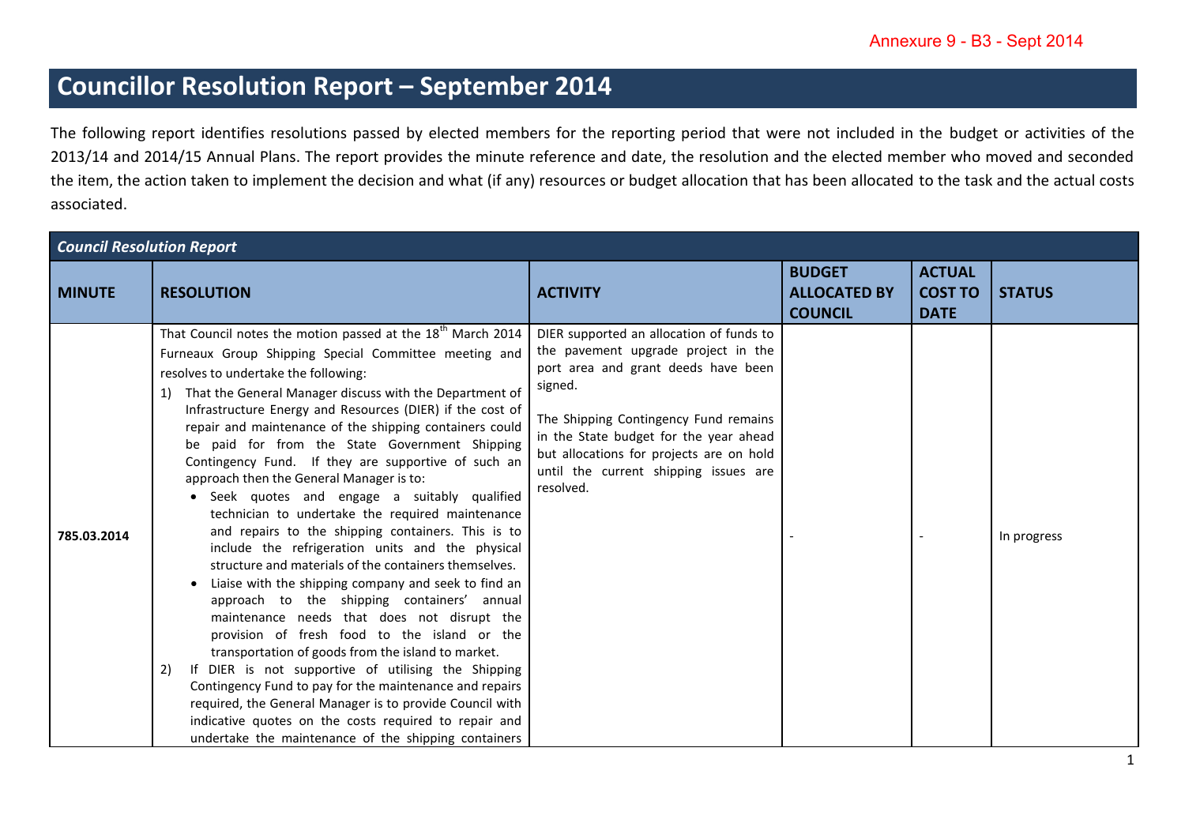Annexure 9 - B3 - Sept 2014

# Councillor Resolution Report – September 2014

The following report identifies resolutions passed by elected members for the reporting period that were not included in the budget or activities of the 2013/14 and 2014/15 Annual Plans. The report provides the minute reference and date, the resolution and the elected member who moved and seconded the item, the action taken to implement the decision and what (if any) resources or budget allocation that has been allocated to the task and the actual costs associated.

| ***Council Resolution Report*** | | | | | |
|---|---|---|---|---|---|
| **MINUTE** | **RESOLUTION** | **ACTIVITY** | **BUDGET ALLOCATED BY COUNCIL** | **ACTUAL COST TO DATE** | **STATUS** |
| 785.03.2014 | That Council notes the motion passed at the 18th March 2014 Furneaux Group Shipping Special Committee meeting and resolves to undertake the following:<br>1) That the General Manager discuss with the Department of Infrastructure Energy and Resources (DIER) if the cost of repair and maintenance of the shipping containers could be paid for from the State Government Shipping Contingency Fund. If they are supportive of such an approach then the General Manager is to:<br>• Seek quotes and engage a suitably qualified technician to undertake the required maintenance and repairs to the shipping containers. This is to include the refrigeration units and the physical structure and materials of the containers themselves.<br>• Liaise with the shipping company and seek to find an approach to the shipping containers' annual maintenance needs that does not disrupt the provision of fresh food to the island or the transportation of goods from the island to market.<br>2) If DIER is not supportive of utilising the Shipping Contingency Fund to pay for the maintenance and repairs required, the General Manager is to provide Council with indicative quotes on the costs required to repair and undertake the maintenance of the shipping containers | DIER supported an allocation of funds to the pavement upgrade project in the port area and grant deeds have been signed.<br><br>The Shipping Contingency Fund remains in the State budget for the year ahead but allocations for projects are on hold until the current shipping issues are resolved. | - | - | In progress |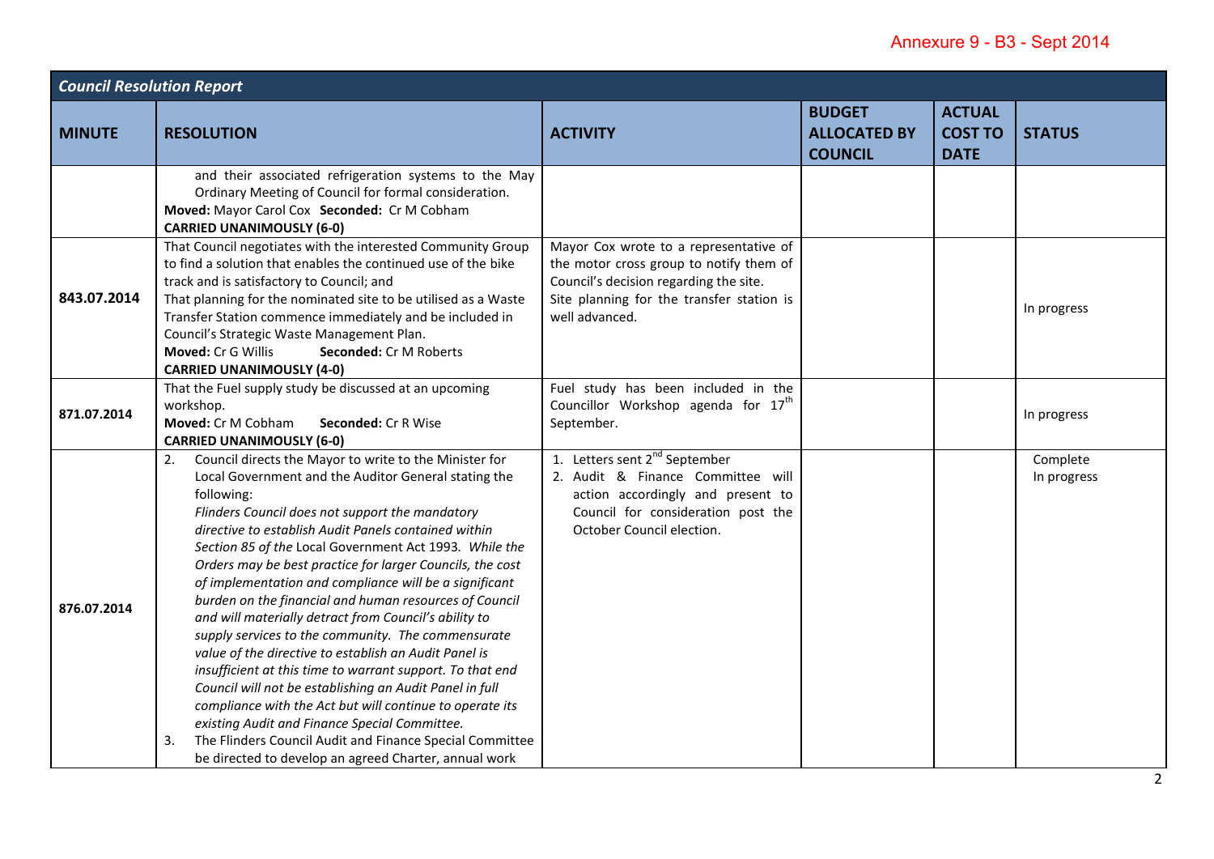Annexure 9 - B3 - Sept 2014

| *Council Resolution Report* | | | | | |
|---|---|---|---|---|---|
| **MINUTE** | **RESOLUTION** | **ACTIVITY** | **BUDGET ALLOCATED BY COUNCIL** | **ACTUAL COST TO DATE** | **STATUS** |
| | and their associated refrigeration systems to the May Ordinary Meeting of Council for formal consideration.<br>**Moved:** Mayor Carol Cox **Seconded:** Cr M Cobham<br>**CARRIED UNANIMOUSLY (6-0)** | | | | |
| **843.07.2014** | That Council negotiates with the interested Community Group to find a solution that enables the continued use of the bike track and is satisfactory to Council; and<br>That planning for the nominated site to be utilised as a Waste Transfer Station commence immediately and be included in Council's Strategic Waste Management Plan.<br>**Moved:** Cr G Willis **Seconded:** Cr M Roberts<br>**CARRIED UNANIMOUSLY (4-0)** | Mayor Cox wrote to a representative of the motor cross group to notify them of Council's decision regarding the site.<br>Site planning for the transfer station is well advanced. | | | In progress |
| **871.07.2014** | That the Fuel supply study be discussed at an upcoming workshop.<br>**Moved:** Cr M Cobham **Seconded:** Cr R Wise<br>**CARRIED UNANIMOUSLY (6-0)** | Fuel study has been included in the Councillor Workshop agenda for 17th September. | | | In progress |
| **876.07.2014** | 2. Council directs the Mayor to write to the Minister for Local Government and the Auditor General stating the following:<br>*Flinders Council does not support the mandatory directive to establish Audit Panels contained within Section 85 of the* Local Government Act 1993*. While the Orders may be best practice for larger Councils, the cost of implementation and compliance will be a significant burden on the financial and human resources of Council and will materially detract from Council's ability to supply services to the community. The commensurate value of the directive to establish an Audit Panel is insufficient at this time to warrant support. To that end Council will not be establishing an Audit Panel in full compliance with the Act but will continue to operate its existing Audit and Finance Special Committee.*<br>3. The Flinders Council Audit and Finance Special Committee be directed to develop an agreed Charter, annual work | 1. Letters sent 2nd September<br>2. Audit & Finance Committee will action accordingly and present to Council for consideration post the October Council election. | | | Complete<br>In progress |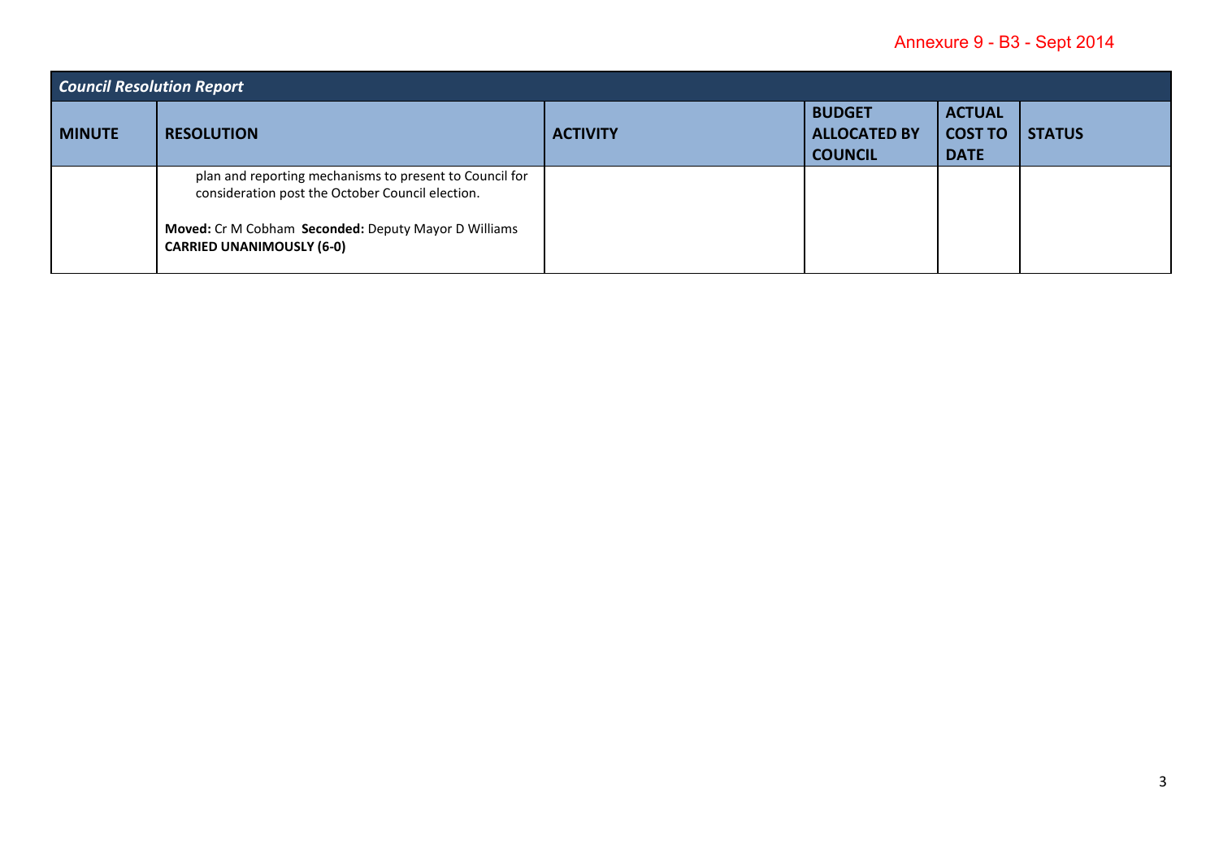Annexure 9 - B3 - Sept 2014

| *Council Resolution Report* | | | | | |
|---|---|---|---|---|---|
| **MINUTE** | **RESOLUTION** | **ACTIVITY** | **BUDGET ALLOCATED BY COUNCIL** | **ACTUAL COST TO DATE** | **STATUS** |
| | plan and reporting mechanisms to present to Council for consideration post the October Council election.<br><br>**Moved:** Cr M Cobham **Seconded:** Deputy Mayor D Williams<br>**CARRIED UNANIMOUSLY (6-0)** | | | | |